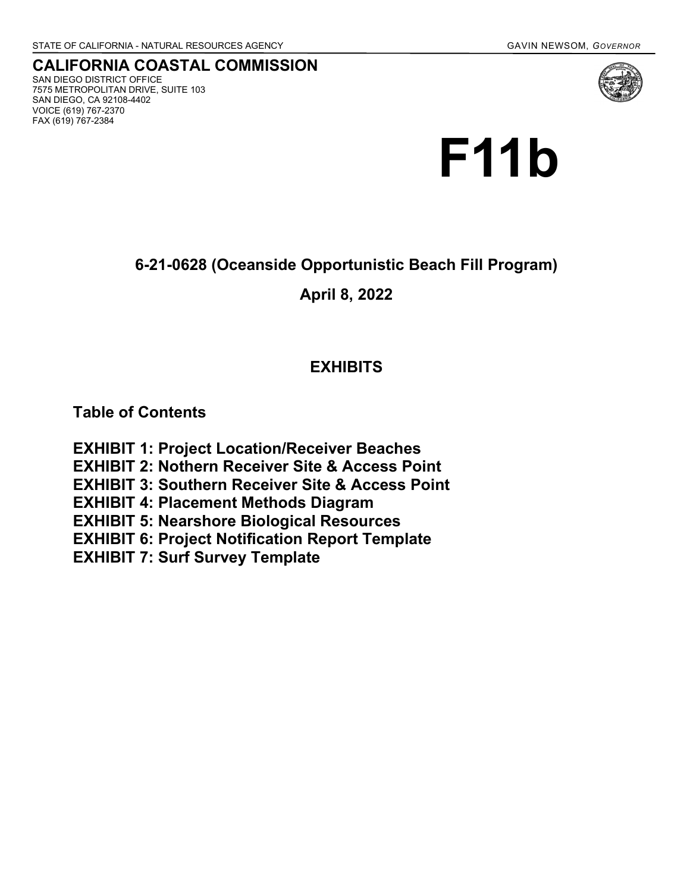STATE OF CALIFORNIA - NATURAL RESOURCES AGENCY

GAVIN NEWSOM, *GOVERNOR*

# CALIFORNIA COASTAL COMMISSION

SAN DIEGO DISTRICT OFFICE
7575 METROPOLITAN DRIVE, SUITE 103
SAN DIEGO, CA 92108-4402
VOICE (619) 767-2370
FAX (619) 767-2384

# F11b

## 6-21-0628 (Oceanside Opportunistic Beach Fill Program)

## April 8, 2022

## EXHIBITS

### Table of Contents

**EXHIBIT 1: Project Location/Receiver Beaches**
**EXHIBIT 2: Nothern Receiver Site & Access Point**
**EXHIBIT 3: Southern Receiver Site & Access Point**
**EXHIBIT 4: Placement Methods Diagram**
**EXHIBIT 5: Nearshore Biological Resources**
**EXHIBIT 6: Project Notification Report Template**
**EXHIBIT 7: Surf Survey Template**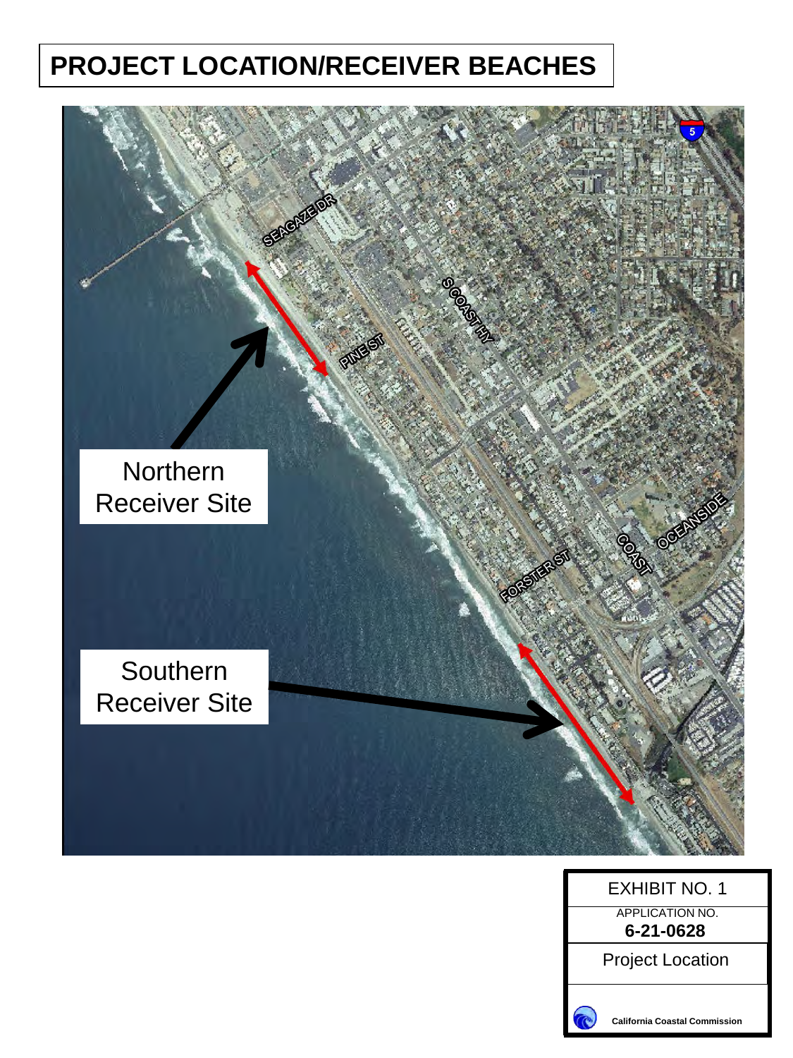# PROJECT LOCATION/RECEIVER BEACHES

SEAGAZE DR

PINE ST

S COAST HY

Northern Receiver Site

OCEANSIDE

COAST

FORSTER ST

Southern Receiver Site

| EXHIBIT NO. 1 |
| --- |
| APPLICATION NO. **6-21-0628** |
| Project Location |
| **California Coastal Commission** |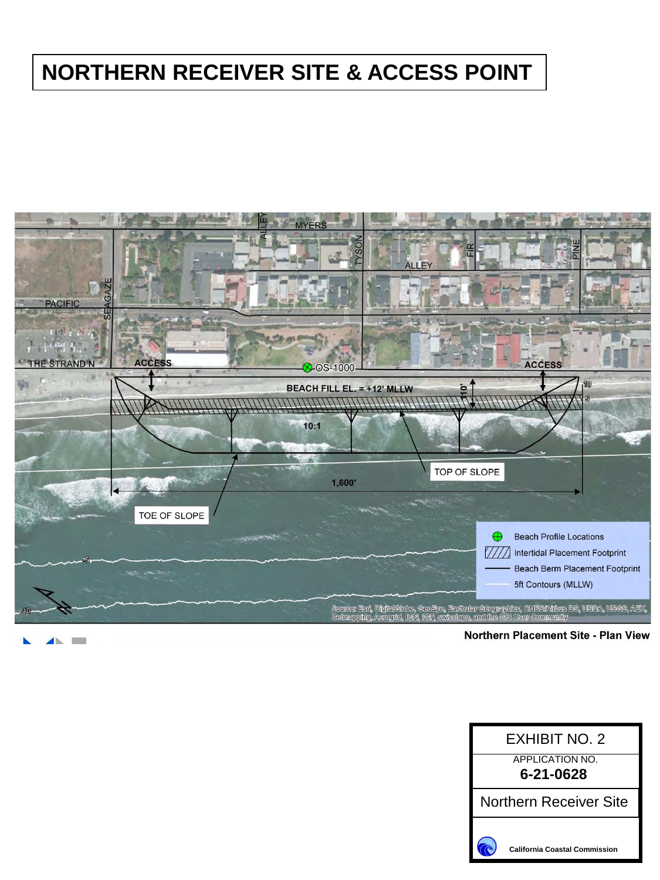# NORTHERN RECEIVER SITE & ACCESS POINT

MYERS

ALLEY

TYSON

ALLEY

FIR

PINE

PACIFIC

SEAGAZE

THE STRAND N

ACCESS

OS-1000

ACCESS

BEACH FILL EL. = +12' MLLW

110'

10

5

10:1

TOP OF SLOPE

1,600'

TOE OF SLOPE

-5

-10

- Beach Profile Locations
- Intertidal Placement Footprint
- Beach Berm Placement Footprint
- 5ft Contours (MLLW)

Source: Esri, DigitalGlobe, GeoEye, Earthstar Geographics, CNES/Airbus DS, USDA, USGS, AEX, Getmapping, Aerogrid, IGN, IGP, swisstopo, and the GIS User Community

**Northern Placement Site - Plan View**

| EXHIBIT NO. 2 |
|---|
| APPLICATION NO. **6-21-0628** |
| Northern Receiver Site |
| **California Coastal Commission** |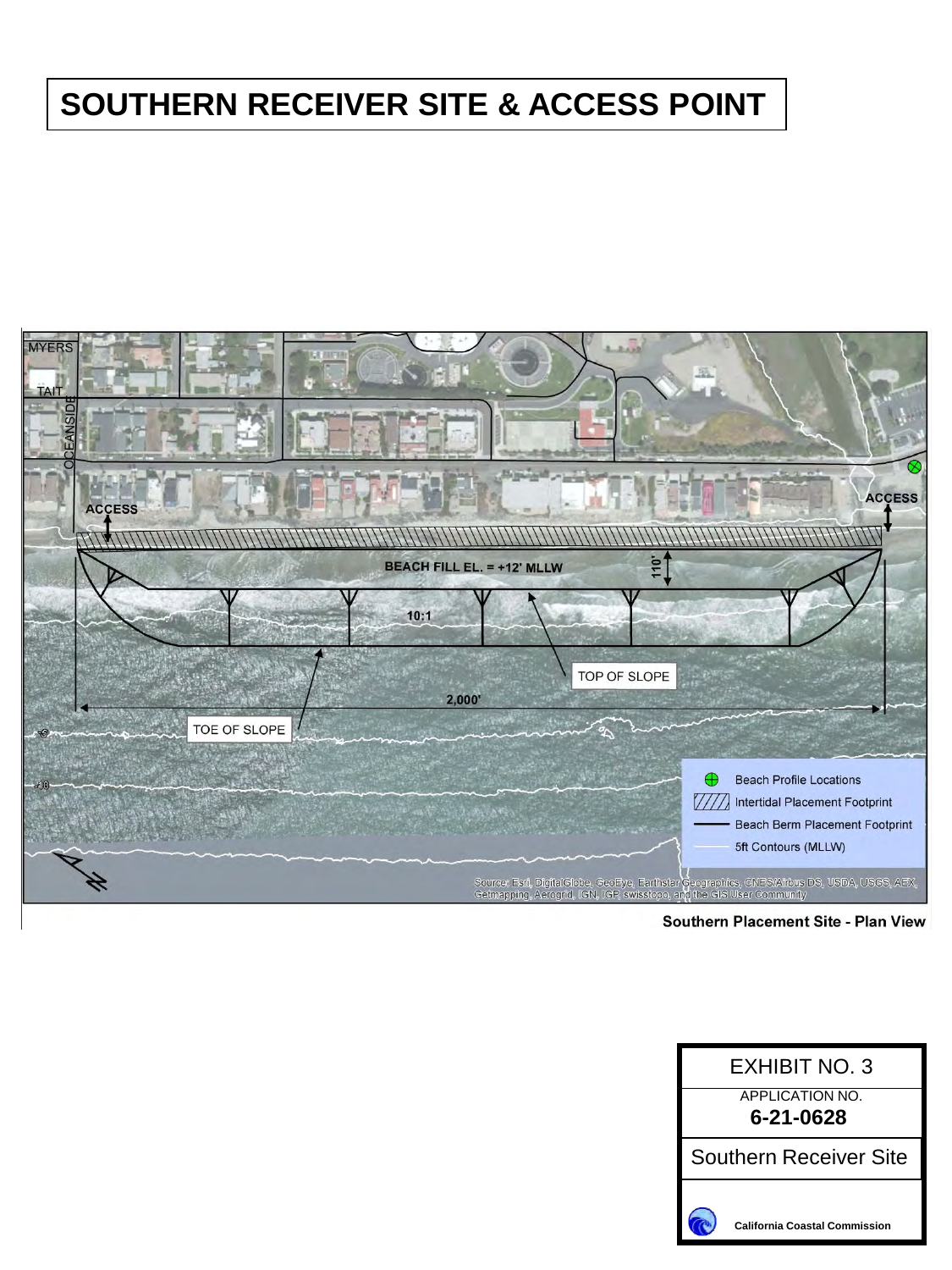# SOUTHERN RECEIVER SITE & ACCESS POINT

MYERS

TAIT

OCEANSIDE

ACCESS

ACCESS

BEACH FILL EL. = +12' MLLW

110'

10:1

TOP OF SLOPE

2,000'

TOE OF SLOPE

-5

-10

Beach Profile Locations

Intertidal Placement Footprint

Beach Berm Placement Footprint

5ft Contours (MLLW)

Source: Esri, DigitalGlobe, GeoEye, Earthstar Geographics, CNES/Airbus DS, USDA, USGS, AEX, Getmapping, Aerogrid, IGN, IGP, swisstopo, and the GIS User Community

**Southern Placement Site - Plan View**

| EXHIBIT NO. 3 |
|---|
| APPLICATION NO. **6-21-0628** |
| Southern Receiver Site |
| **California Coastal Commission** |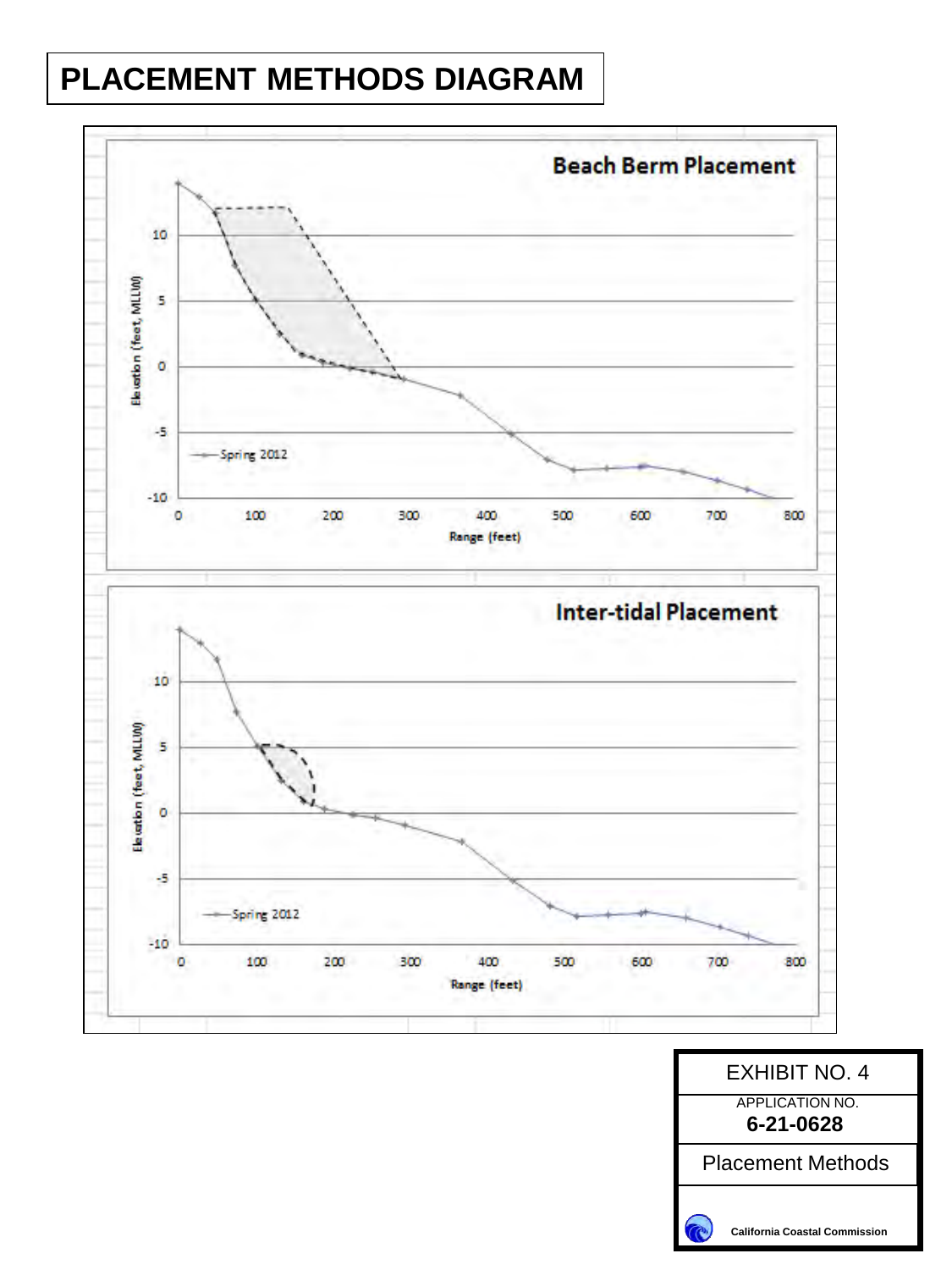# PLACEMENT METHODS DIAGRAM

**Beach Berm Placement**

Elevation (feet, MLLW)

Range (feet)

Spring 2012

**Inter-tidal Placement**

Elevation (feet, MLLW)

Range (feet)

Spring 2012

| EXHIBIT NO. 4 |
|---|
| APPLICATION NO. **6-21-0628** |
| Placement Methods |
| California Coastal Commission |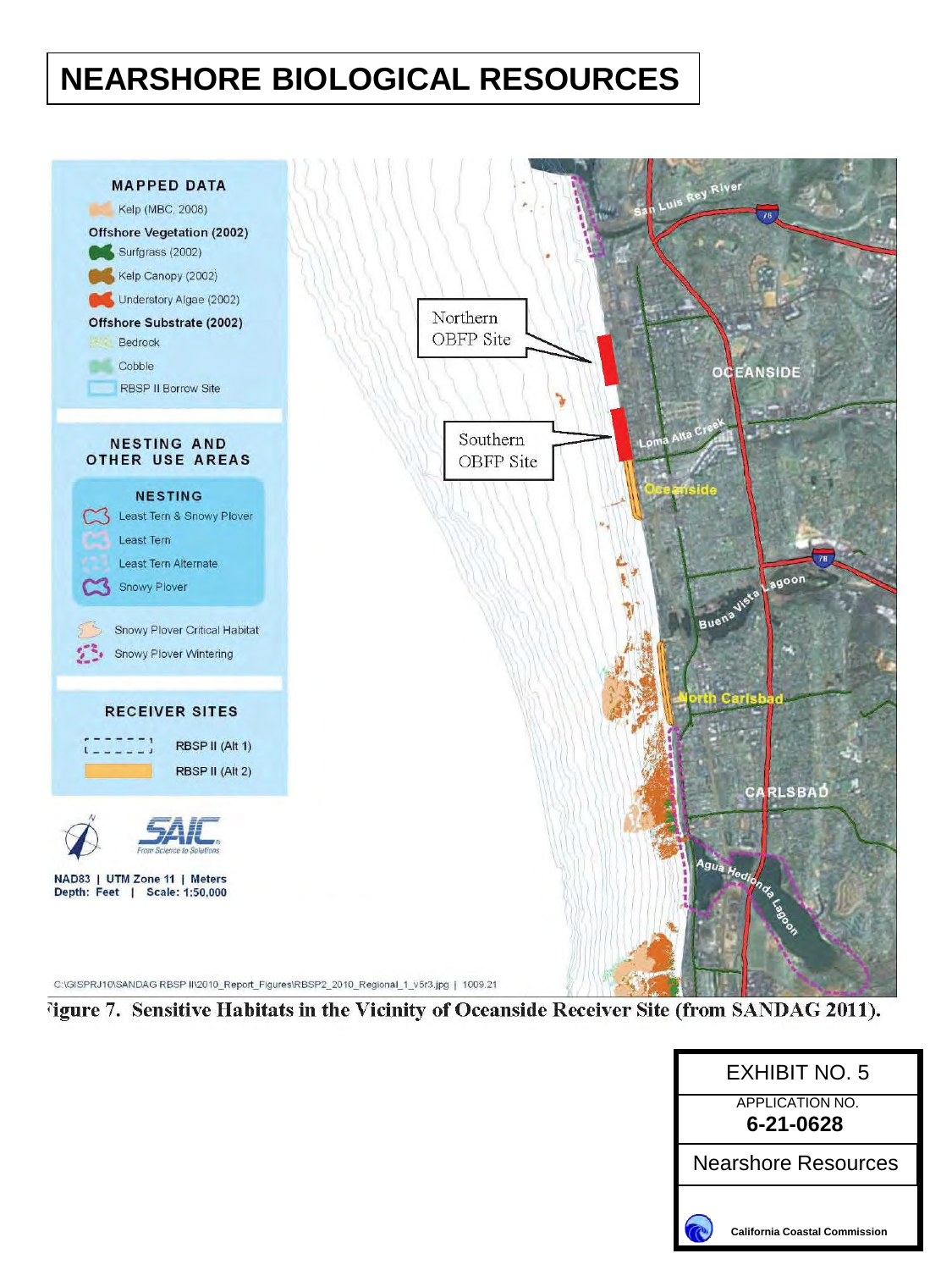# NEARSHORE BIOLOGICAL RESOURCES

Figure 7. Sensitive Habitats in the Vicinity of Oceanside Receiver Site (from SANDAG 2011).

| EXHIBIT NO. 5 |
| --- |
| APPLICATION NO. **6-21-0628** |
| Nearshore Resources |
| California Coastal Commission |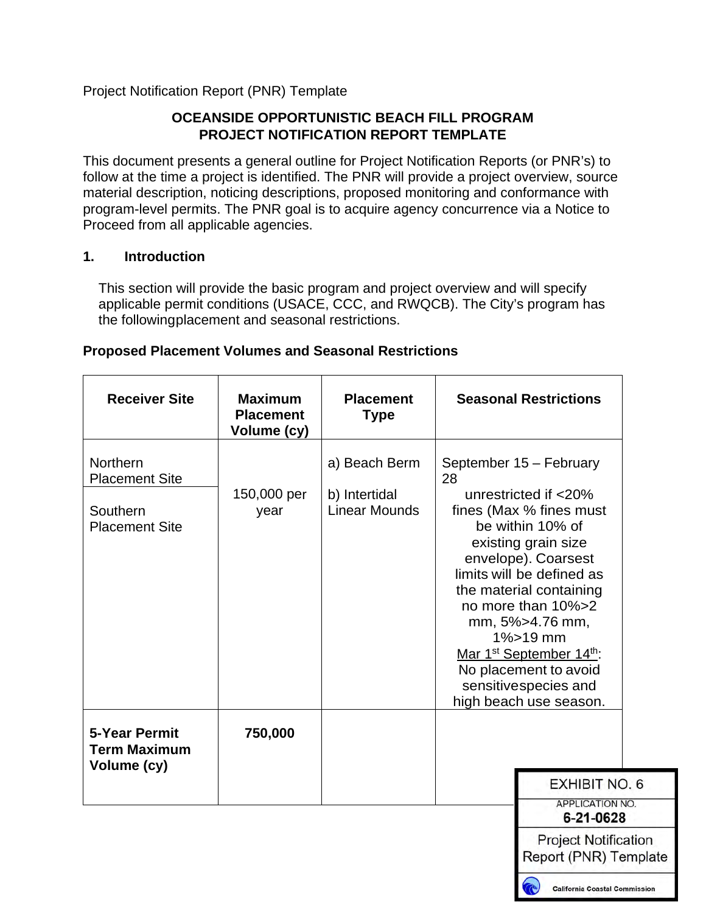Project Notification Report (PNR) Template

**OCEANSIDE OPPORTUNISTIC BEACH FILL PROGRAM**
**PROJECT NOTIFICATION REPORT TEMPLATE**

This document presents a general outline for Project Notification Reports (or PNR's) to follow at the time a project is identified. The PNR will provide a project overview, source material description, noticing descriptions, proposed monitoring and conformance with program-level permits. The PNR goal is to acquire agency concurrence via a Notice to Proceed from all applicable agencies.

## 1. Introduction

This section will provide the basic program and project overview and will specify applicable permit conditions (USACE, CCC, and RWQCB). The City's program has the followingplacement and seasonal restrictions.

**Proposed Placement Volumes and Seasonal Restrictions**

| Receiver Site | Maximum Placement Volume (cy) | Placement Type | Seasonal Restrictions |
|---|---|---|---|
| Northern Placement Site<br>Southern Placement Site | 150,000 per year | a) Beach Berm<br>b) Intertidal Linear Mounds | September 15 – February 28 unrestricted if <20% fines (Max % fines must be within 10% of existing grain size envelope). Coarsest limits will be defined as the material containing no more than 10%>2 mm, 5%>4.76 mm, 1%>19 mm<br>Mar 1st September 14th: No placement to avoid sensitivespecies and high beach use season. |
| **5-Year Permit Term Maximum Volume (cy)** | **750,000** | | |

EXHIBIT NO. 6
APPLICATION NO.
6-21-0628
Project Notification Report (PNR) Template
California Coastal Commission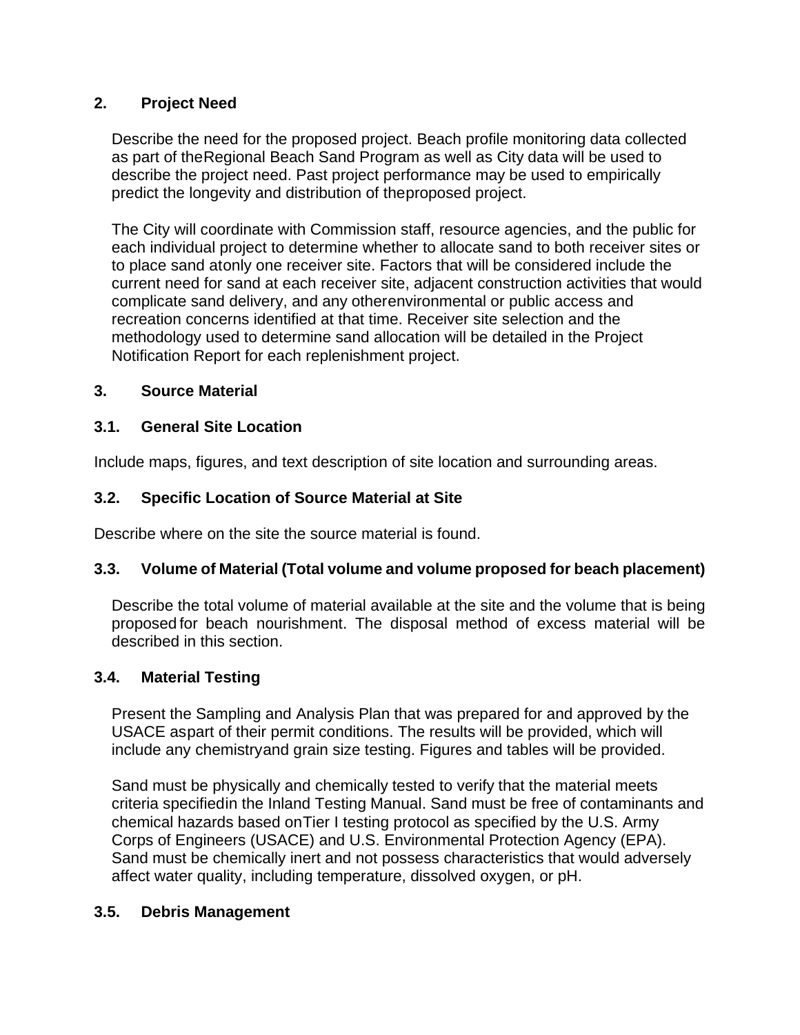## 2. Project Need

Describe the need for the proposed project. Beach profile monitoring data collected as part of theRegional Beach Sand Program as well as City data will be used to describe the project need. Past project performance may be used to empirically predict the longevity and distribution of theproposed project.

The City will coordinate with Commission staff, resource agencies, and the public for each individual project to determine whether to allocate sand to both receiver sites or to place sand atonly one receiver site. Factors that will be considered include the current need for sand at each receiver site, adjacent construction activities that would complicate sand delivery, and any otherenvironmental or public access and recreation concerns identified at that time. Receiver site selection and the methodology used to determine sand allocation will be detailed in the Project Notification Report for each replenishment project.

## 3. Source Material

### 3.1. General Site Location

Include maps, figures, and text description of site location and surrounding areas.

### 3.2. Specific Location of Source Material at Site

Describe where on the site the source material is found.

### 3.3. Volume of Material (Total volume and volume proposed for beach placement)

Describe the total volume of material available at the site and the volume that is being proposed for beach nourishment. The disposal method of excess material will be described in this section.

### 3.4. Material Testing

Present the Sampling and Analysis Plan that was prepared for and approved by the USACE aspart of their permit conditions. The results will be provided, which will include any chemistryand grain size testing. Figures and tables will be provided.

Sand must be physically and chemically tested to verify that the material meets criteria specifiedin the Inland Testing Manual. Sand must be free of contaminants and chemical hazards based onTier I testing protocol as specified by the U.S. Army Corps of Engineers (USACE) and U.S. Environmental Protection Agency (EPA). Sand must be chemically inert and not possess characteristics that would adversely affect water quality, including temperature, dissolved oxygen, or pH.

### 3.5. Debris Management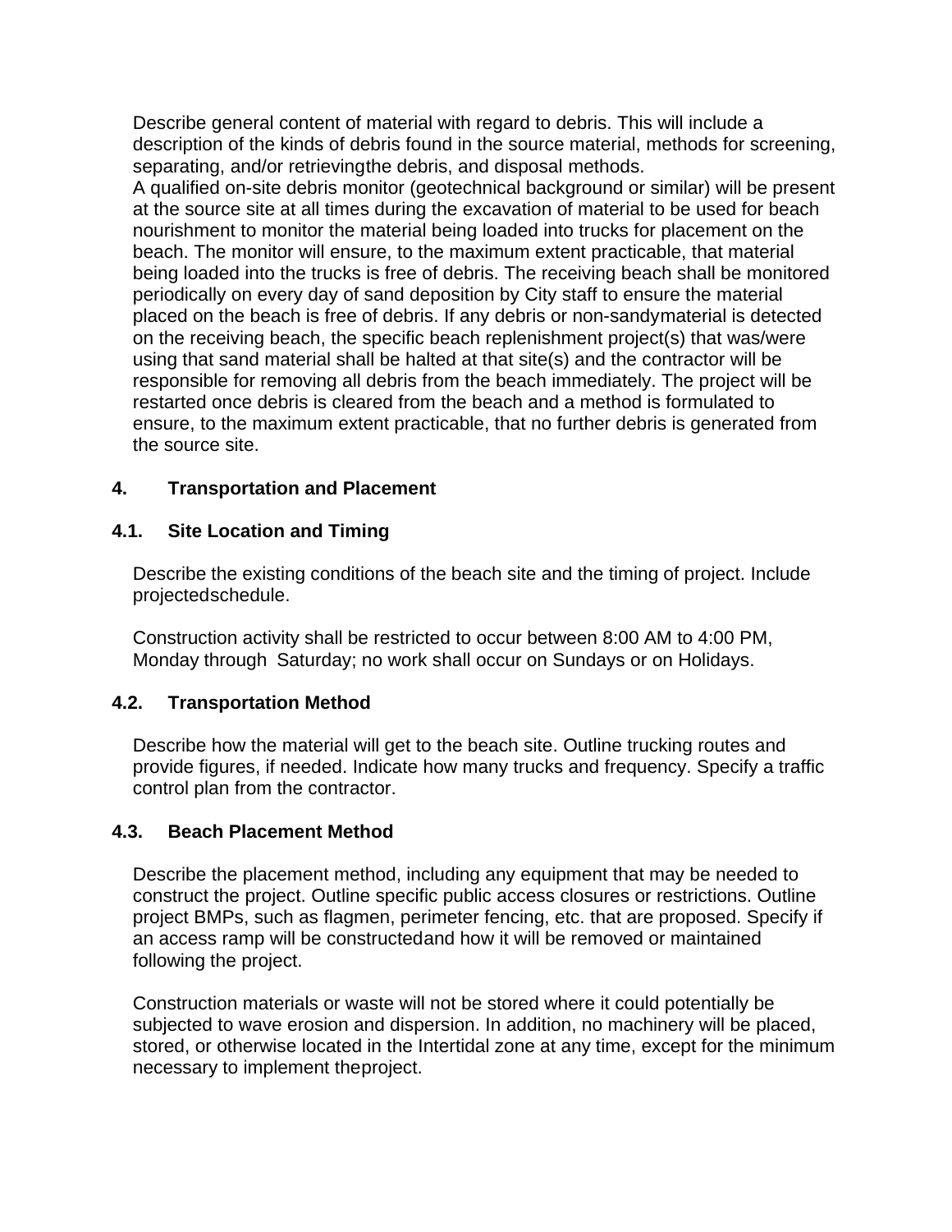Describe general content of material with regard to debris. This will include a description of the kinds of debris found in the source material, methods for screening, separating, and/or retrieving the debris, and disposal methods.
A qualified on-site debris monitor (geotechnical background or similar) will be present at the source site at all times during the excavation of material to be used for beach nourishment to monitor the material being loaded into trucks for placement on the beach. The monitor will ensure, to the maximum extent practicable, that material being loaded into the trucks is free of debris. The receiving beach shall be monitored periodically on every day of sand deposition by City staff to ensure the material placed on the beach is free of debris. If any debris or non-sandy material is detected on the receiving beach, the specific beach replenishment project(s) that was/were using that sand material shall be halted at that site(s) and the contractor will be responsible for removing all debris from the beach immediately. The project will be restarted once debris is cleared from the beach and a method is formulated to ensure, to the maximum extent practicable, that no further debris is generated from the source site.

## 4. Transportation and Placement

### 4.1. Site Location and Timing

Describe the existing conditions of the beach site and the timing of project. Include projected schedule.

Construction activity shall be restricted to occur between 8:00 AM to 4:00 PM, Monday through Saturday; no work shall occur on Sundays or on Holidays.

### 4.2. Transportation Method

Describe how the material will get to the beach site. Outline trucking routes and provide figures, if needed. Indicate how many trucks and frequency. Specify a traffic control plan from the contractor.

### 4.3. Beach Placement Method

Describe the placement method, including any equipment that may be needed to construct the project. Outline specific public access closures or restrictions. Outline project BMPs, such as flagmen, perimeter fencing, etc. that are proposed. Specify if an access ramp will be constructed and how it will be removed or maintained following the project.

Construction materials or waste will not be stored where it could potentially be subjected to wave erosion and dispersion. In addition, no machinery will be placed, stored, or otherwise located in the Intertidal zone at any time, except for the minimum necessary to implement the project.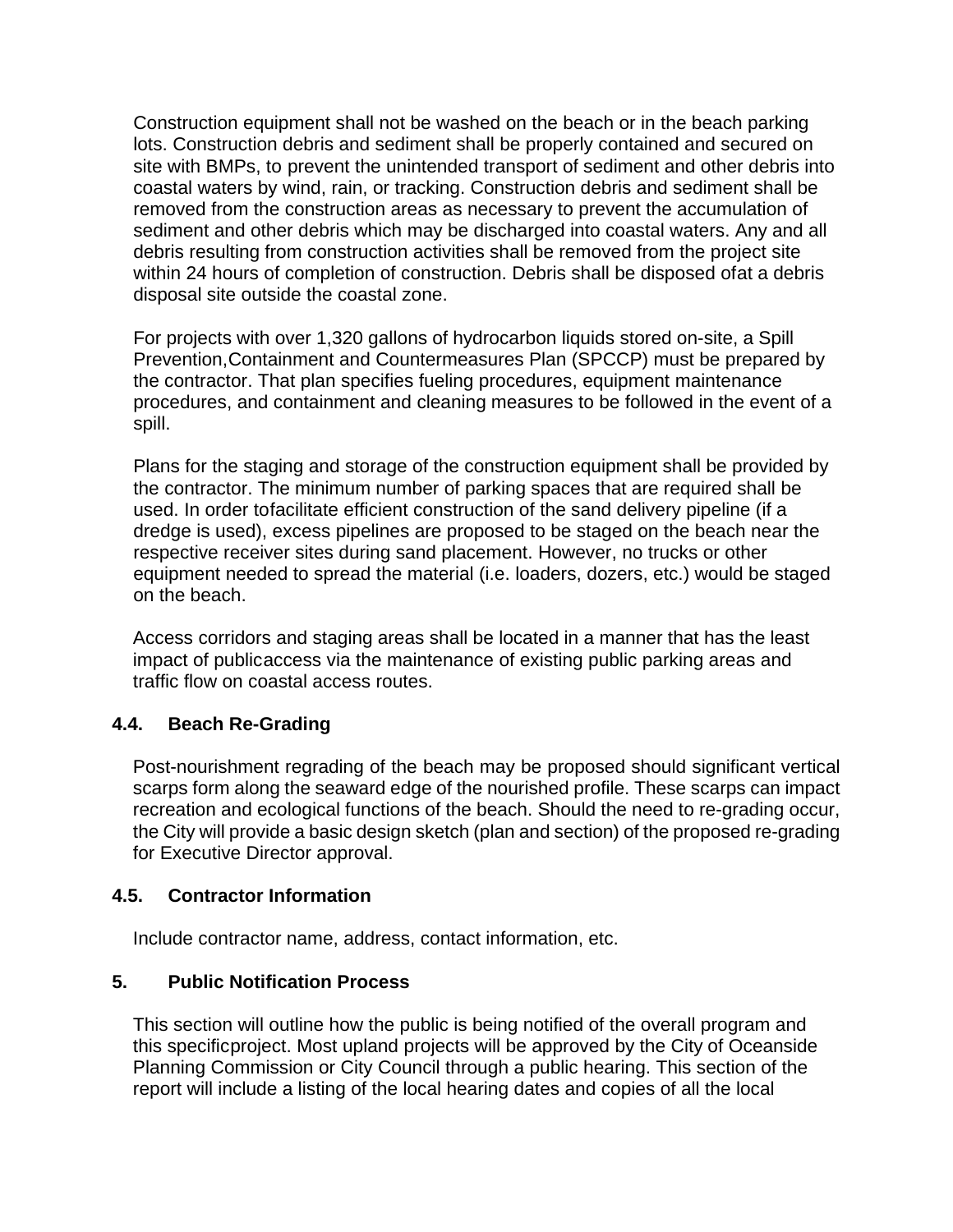Construction equipment shall not be washed on the beach or in the beach parking lots. Construction debris and sediment shall be properly contained and secured on site with BMPs, to prevent the unintended transport of sediment and other debris into coastal waters by wind, rain, or tracking. Construction debris and sediment shall be removed from the construction areas as necessary to prevent the accumulation of sediment and other debris which may be discharged into coastal waters. Any and all debris resulting from construction activities shall be removed from the project site within 24 hours of completion of construction. Debris shall be disposed ofat a debris disposal site outside the coastal zone.

For projects with over 1,320 gallons of hydrocarbon liquids stored on-site, a Spill Prevention,Containment and Countermeasures Plan (SPCCP) must be prepared by the contractor. That plan specifies fueling procedures, equipment maintenance procedures, and containment and cleaning measures to be followed in the event of a spill.

Plans for the staging and storage of the construction equipment shall be provided by the contractor. The minimum number of parking spaces that are required shall be used. In order tofacilitate efficient construction of the sand delivery pipeline (if a dredge is used), excess pipelines are proposed to be staged on the beach near the respective receiver sites during sand placement. However, no trucks or other equipment needed to spread the material (i.e. loaders, dozers, etc.) would be staged on the beach.

Access corridors and staging areas shall be located in a manner that has the least impact of publicaccess via the maintenance of existing public parking areas and traffic flow on coastal access routes.

### 4.4. Beach Re-Grading

Post-nourishment regrading of the beach may be proposed should significant vertical scarps form along the seaward edge of the nourished profile. These scarps can impact recreation and ecological functions of the beach. Should the need to re-grading occur, the City will provide a basic design sketch (plan and section) of the proposed re-grading for Executive Director approval.

### 4.5. Contractor Information

Include contractor name, address, contact information, etc.

## 5. Public Notification Process

This section will outline how the public is being notified of the overall program and this specificproject. Most upland projects will be approved by the City of Oceanside Planning Commission or City Council through a public hearing. This section of the report will include a listing of the local hearing dates and copies of all the local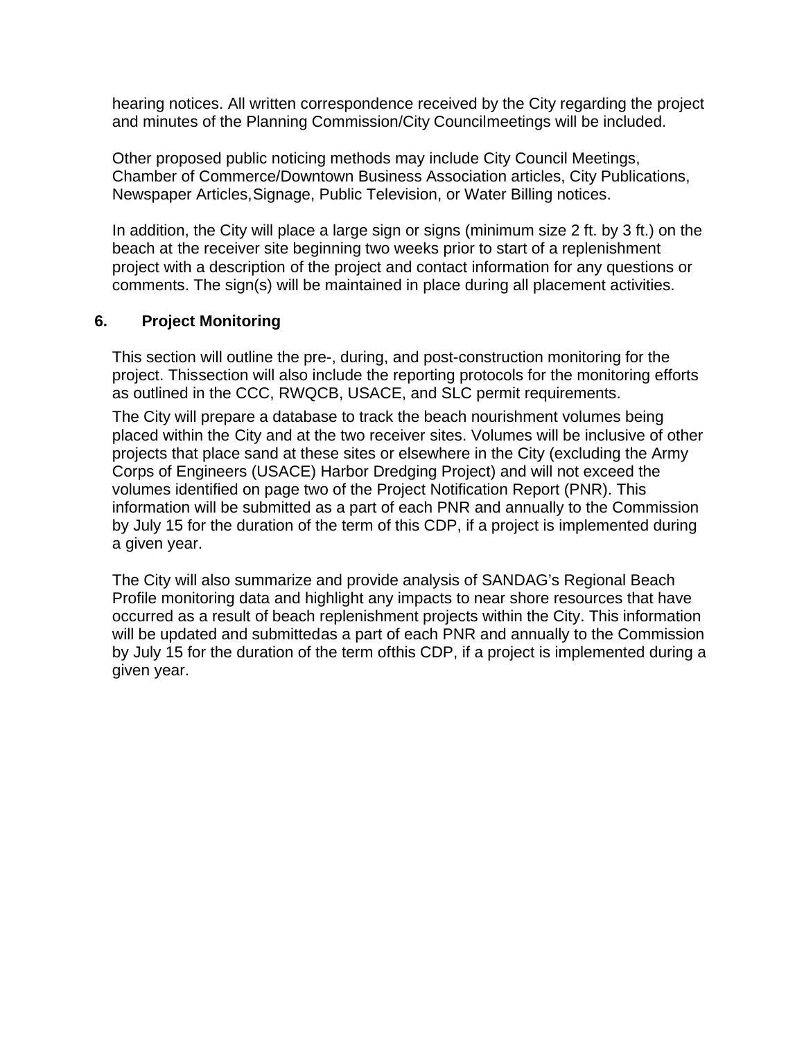hearing notices. All written correspondence received by the City regarding the project and minutes of the Planning Commission/City Councilmeetings will be included.

Other proposed public noticing methods may include City Council Meetings, Chamber of Commerce/Downtown Business Association articles, City Publications, Newspaper Articles,Signage, Public Television, or Water Billing notices.

In addition, the City will place a large sign or signs (minimum size 2 ft. by 3 ft.) on the beach at the receiver site beginning two weeks prior to start of a replenishment project with a description of the project and contact information for any questions or comments. The sign(s) will be maintained in place during all placement activities.

## 6. Project Monitoring

This section will outline the pre-, during, and post-construction monitoring for the project. Thissection will also include the reporting protocols for the monitoring efforts as outlined in the CCC, RWQCB, USACE, and SLC permit requirements.

The City will prepare a database to track the beach nourishment volumes being placed within the City and at the two receiver sites. Volumes will be inclusive of other projects that place sand at these sites or elsewhere in the City (excluding the Army Corps of Engineers (USACE) Harbor Dredging Project) and will not exceed the volumes identified on page two of the Project Notification Report (PNR). This information will be submitted as a part of each PNR and annually to the Commission by July 15 for the duration of the term of this CDP, if a project is implemented during a given year.

The City will also summarize and provide analysis of SANDAG's Regional Beach Profile monitoring data and highlight any impacts to near shore resources that have occurred as a result of beach replenishment projects within the City. This information will be updated and submittedas a part of each PNR and annually to the Commission by July 15 for the duration of the term ofthis CDP, if a project is implemented during a given year.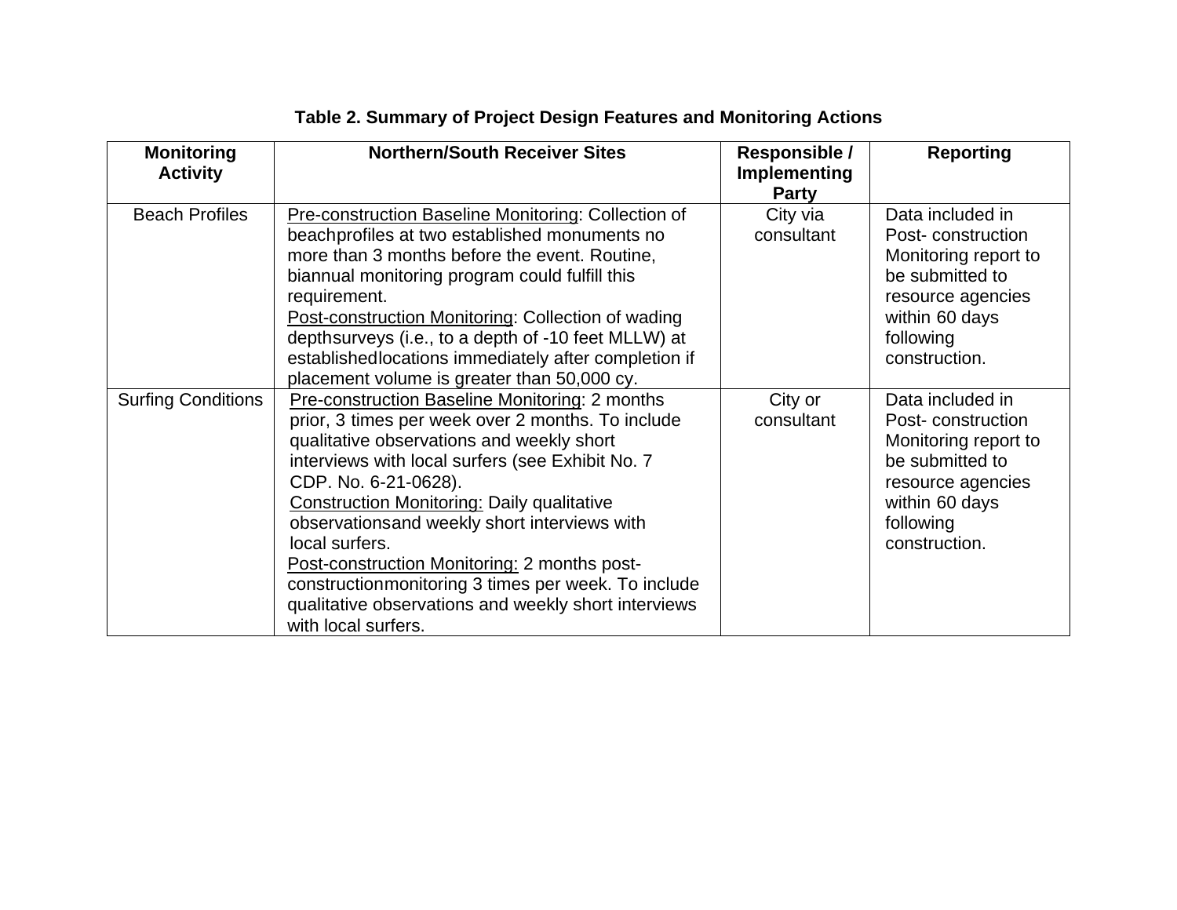**Table 2. Summary of Project Design Features and Monitoring Actions**

| Monitoring Activity | Northern/South Receiver Sites | Responsible / Implementing Party | Reporting |
|---|---|---|---|
| Beach Profiles | <u>Pre-construction Baseline Monitoring</u>: Collection of beachprofiles at two established monuments no more than 3 months before the event. Routine, biannual monitoring program could fulfill this requirement.<br><u>Post-construction Monitoring</u>: Collection of wading depthsurveys (i.e., to a depth of -10 feet MLLW) at establishedlocations immediately after completion if placement volume is greater than 50,000 cy. | City via consultant | Data included in Post- construction Monitoring report to be submitted to resource agencies within 60 days following construction. |
| Surfing Conditions | <u>Pre-construction Baseline Monitoring</u>: 2 months prior, 3 times per week over 2 months. To include qualitative observations and weekly short interviews with local surfers (see Exhibit No. 7 CDP. No. 6-21-0628).<br><u>Construction Monitoring:</u> Daily qualitative observationsand weekly short interviews with local surfers.<br><u>Post-construction Monitoring:</u> 2 months post-constructionmonitoring 3 times per week. To include qualitative observations and weekly short interviews with local surfers. | City or consultant | Data included in Post- construction Monitoring report to be submitted to resource agencies within 60 days following construction. |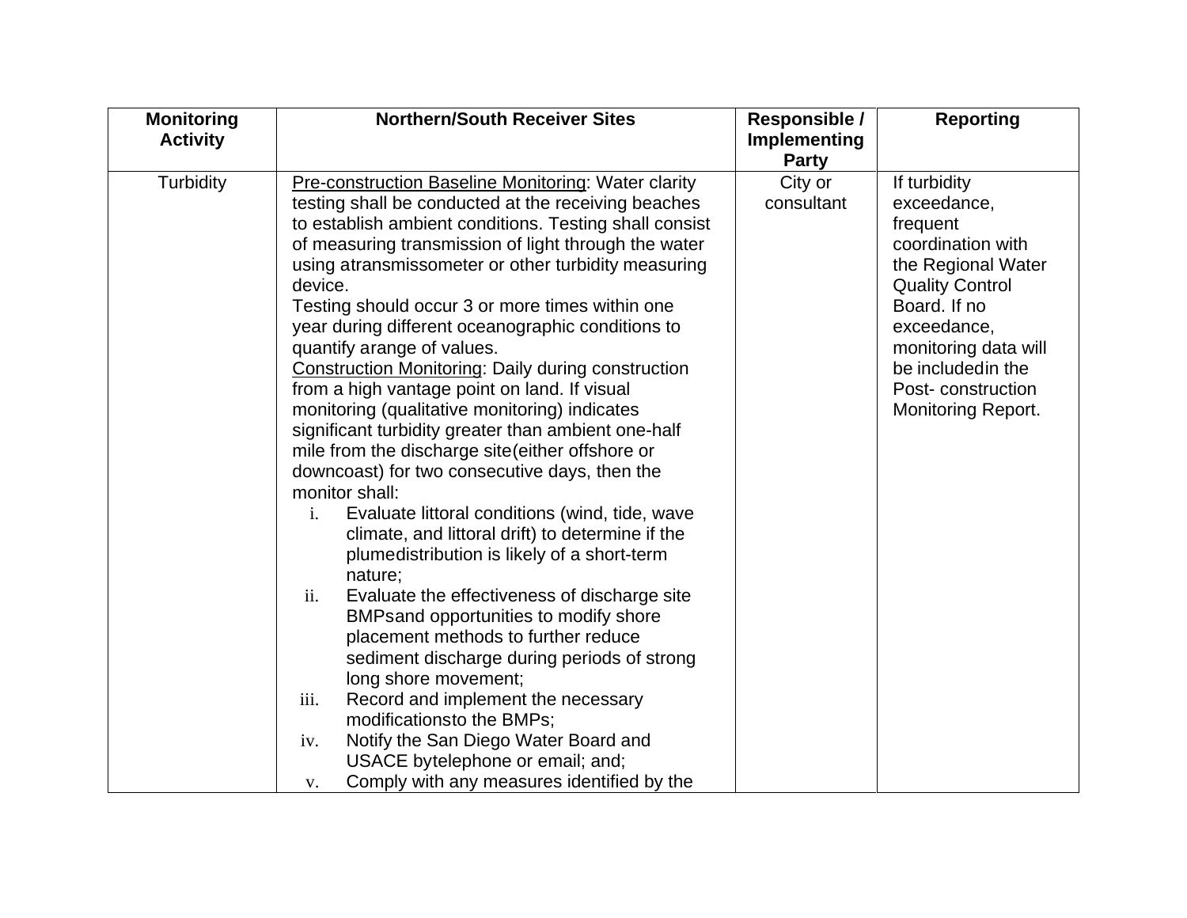| Monitoring Activity | Northern/South Receiver Sites | Responsible / Implementing Party | Reporting |
|---|---|---|---|
| Turbidity | <u>Pre-construction Baseline Monitoring</u>: Water clarity testing shall be conducted at the receiving beaches to establish ambient conditions. Testing shall consist of measuring transmission of light through the water using atransmissometer or other turbidity measuring device.<br>Testing should occur 3 or more times within one year during different oceanographic conditions to quantify arange of values.<br><u>Construction Monitoring</u>: Daily during construction from a high vantage point on land. If visual monitoring (qualitative monitoring) indicates significant turbidity greater than ambient one-half mile from the discharge site(either offshore or downcoast) for two consecutive days, then the monitor shall:<br>i. Evaluate littoral conditions (wind, tide, wave climate, and littoral drift) to determine if the plumedistribution is likely of a short-term nature;<br>ii. Evaluate the effectiveness of discharge site BMPsand opportunities to modify shore placement methods to further reduce sediment discharge during periods of strong long shore movement;<br>iii. Record and implement the necessary modificationsto the BMPs;<br>iv. Notify the San Diego Water Board and USACE bytelephone or email; and;<br>v. Comply with any measures identified by the | City or consultant | If turbidity exceedance, frequent coordination with the Regional Water Quality Control Board. If no exceedance, monitoring data will be includedin the Post- construction Monitoring Report. |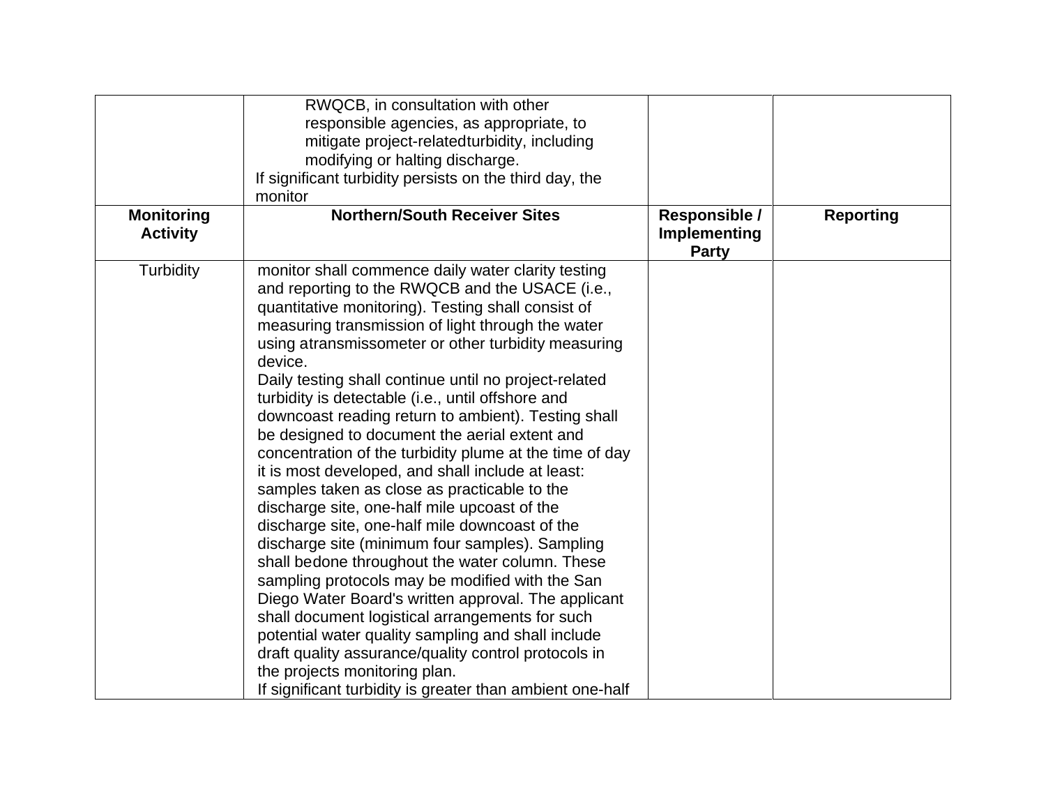|  | RWQCB, in consultation with other responsible agencies, as appropriate, to mitigate project-relatedturbidity, including modifying or halting discharge.<br>If significant turbidity persists on the third day, the monitor |  |  |
|---|---|---|---|
| **Monitoring Activity** | **Northern/South Receiver Sites** | **Responsible / Implementing Party** | **Reporting** |
| Turbidity | monitor shall commence daily water clarity testing and reporting to the RWQCB and the USACE (i.e., quantitative monitoring). Testing shall consist of measuring transmission of light through the water using atransmissometer or other turbidity measuring device.<br>Daily testing shall continue until no project-related turbidity is detectable (i.e., until offshore and downcoast reading return to ambient). Testing shall be designed to document the aerial extent and concentration of the turbidity plume at the time of day it is most developed, and shall include at least: samples taken as close as practicable to the discharge site, one-half mile upcoast of the discharge site, one-half mile downcoast of the discharge site (minimum four samples). Sampling shall bedone throughout the water column. These sampling protocols may be modified with the San Diego Water Board's written approval. The applicant shall document logistical arrangements for such potential water quality sampling and shall include draft quality assurance/quality control protocols in the projects monitoring plan.<br>If significant turbidity is greater than ambient one-half |  |  |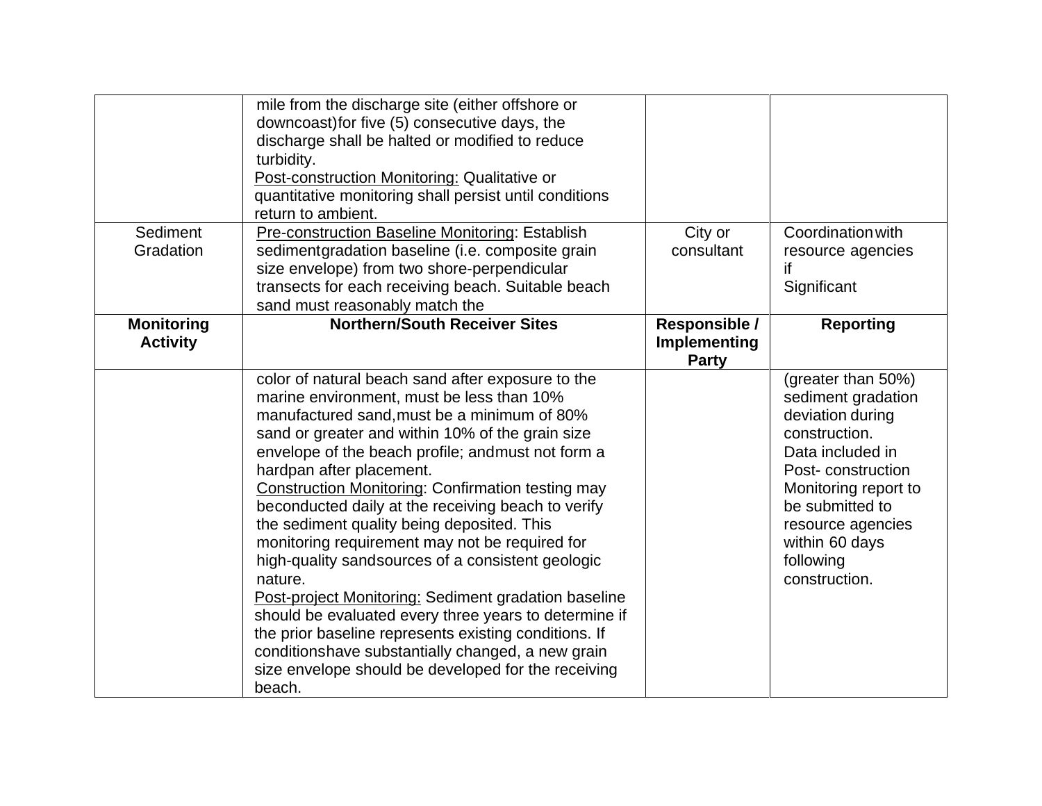| | mile from the discharge site (either offshore or downcoast)for five (5) consecutive days, the discharge shall be halted or modified to reduce turbidity.<br>Post-construction Monitoring: Qualitative or quantitative monitoring shall persist until conditions return to ambient. | | |
|---|---|---|---|
| Sediment Gradation | Pre-construction Baseline Monitoring: Establish sedimentgradation baseline (i.e. composite grain size envelope) from two shore-perpendicular transects for each receiving beach. Suitable beach sand must reasonably match the | City or consultant | Coordination with resource agencies if Significant |
| **Monitoring Activity** | **Northern/South Receiver Sites** | **Responsible / Implementing Party** | **Reporting** |
| | color of natural beach sand after exposure to the marine environment, must be less than 10% manufactured sand, must be a minimum of 80% sand or greater and within 10% of the grain size envelope of the beach profile; and must not form a hardpan after placement.<br>Construction Monitoring: Confirmation testing may beconducted daily at the receiving beach to verify the sediment quality being deposited. This monitoring requirement may not be required for high-quality sandsources of a consistent geologic nature.<br>Post-project Monitoring: Sediment gradation baseline should be evaluated every three years to determine if the prior baseline represents existing conditions. If conditionshave substantially changed, a new grain size envelope should be developed for the receiving beach. | | (greater than 50%) sediment gradation deviation during construction.<br>Data included in Post- construction Monitoring report to be submitted to resource agencies within 60 days following construction. |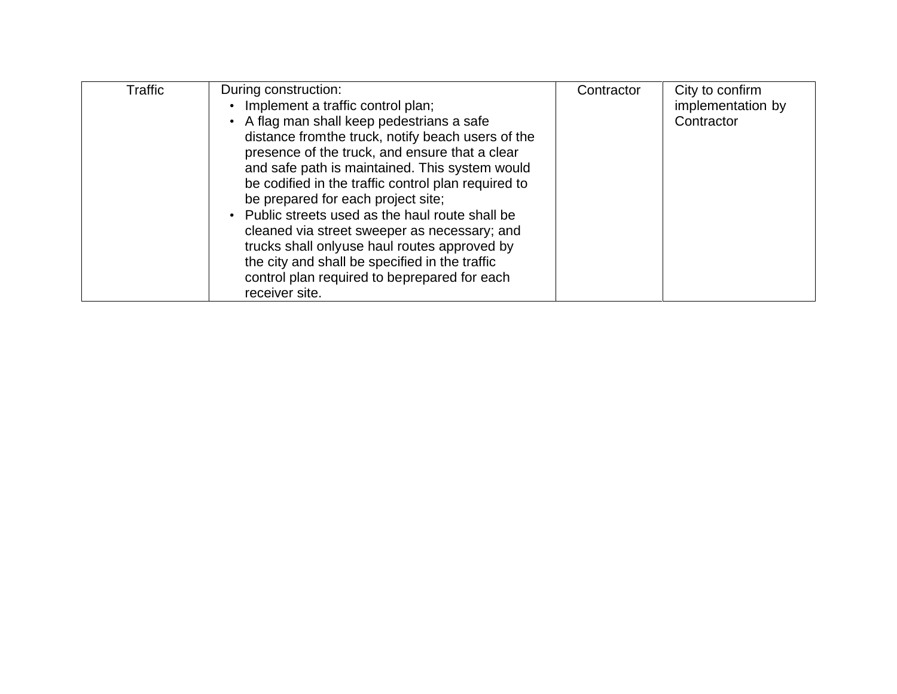| Traffic | During construction:<br>• Implement a traffic control plan;<br>• A flag man shall keep pedestrians a safe distance fromthe truck, notify beach users of the presence of the truck, and ensure that a clear and safe path is maintained. This system would be codified in the traffic control plan required to be prepared for each project site;<br>• Public streets used as the haul route shall be cleaned via street sweeper as necessary; and trucks shall onlyuse haul routes approved by the city and shall be specified in the traffic control plan required to beprepared for each receiver site. | Contractor | City to confirm implementation by Contractor |
|---|---|---|---|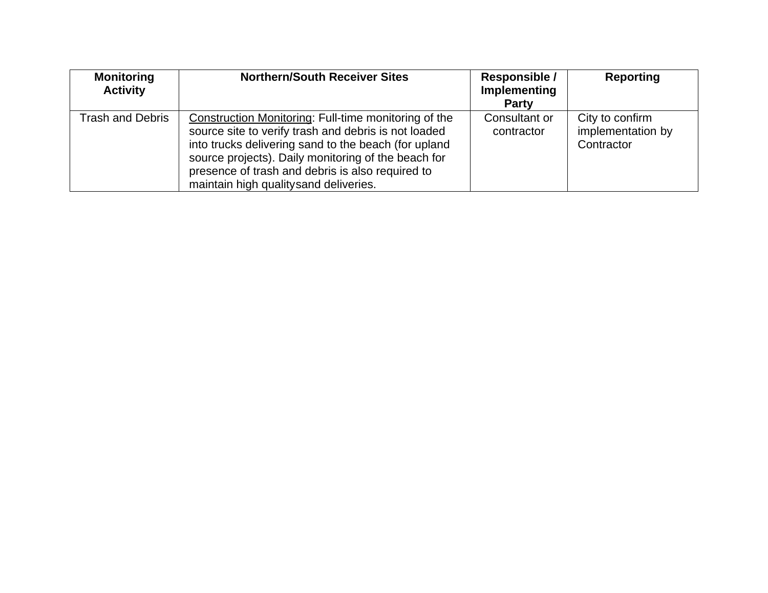| Monitoring Activity | Northern/South Receiver Sites | Responsible / Implementing Party | Reporting |
|---|---|---|---|
| Trash and Debris | Construction Monitoring: Full-time monitoring of the source site to verify trash and debris is not loaded into trucks delivering sand to the beach (for upland source projects). Daily monitoring of the beach for presence of trash and debris is also required to maintain high qualitysand deliveries. | Consultant or contractor | City to confirm implementation by Contractor |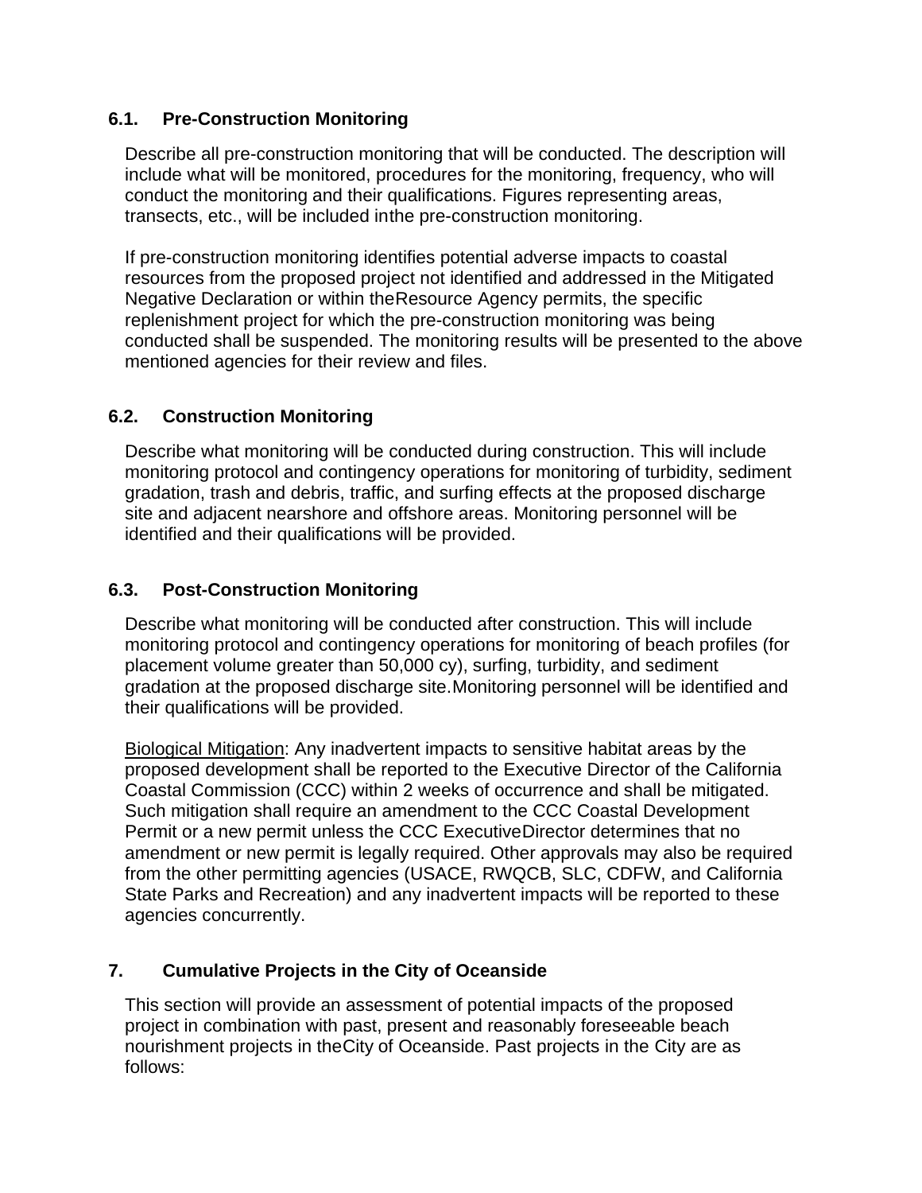### 6.1. Pre-Construction Monitoring

Describe all pre-construction monitoring that will be conducted. The description will include what will be monitored, procedures for the monitoring, frequency, who will conduct the monitoring and their qualifications. Figures representing areas, transects, etc., will be included inthe pre-construction monitoring.

If pre-construction monitoring identifies potential adverse impacts to coastal resources from the proposed project not identified and addressed in the Mitigated Negative Declaration or within theResource Agency permits, the specific replenishment project for which the pre-construction monitoring was being conducted shall be suspended. The monitoring results will be presented to the above mentioned agencies for their review and files.

### 6.2. Construction Monitoring

Describe what monitoring will be conducted during construction. This will include monitoring protocol and contingency operations for monitoring of turbidity, sediment gradation, trash and debris, traffic, and surfing effects at the proposed discharge site and adjacent nearshore and offshore areas. Monitoring personnel will be identified and their qualifications will be provided.

### 6.3. Post-Construction Monitoring

Describe what monitoring will be conducted after construction. This will include monitoring protocol and contingency operations for monitoring of beach profiles (for placement volume greater than 50,000 cy), surfing, turbidity, and sediment gradation at the proposed discharge site.Monitoring personnel will be identified and their qualifications will be provided.

<u>Biological Mitigation</u>: Any inadvertent impacts to sensitive habitat areas by the proposed development shall be reported to the Executive Director of the California Coastal Commission (CCC) within 2 weeks of occurrence and shall be mitigated. Such mitigation shall require an amendment to the CCC Coastal Development Permit or a new permit unless the CCC ExecutiveDirector determines that no amendment or new permit is legally required. Other approvals may also be required from the other permitting agencies (USACE, RWQCB, SLC, CDFW, and California State Parks and Recreation) and any inadvertent impacts will be reported to these agencies concurrently.

## 7. Cumulative Projects in the City of Oceanside

This section will provide an assessment of potential impacts of the proposed project in combination with past, present and reasonably foreseeable beach nourishment projects in theCity of Oceanside. Past projects in the City are as follows: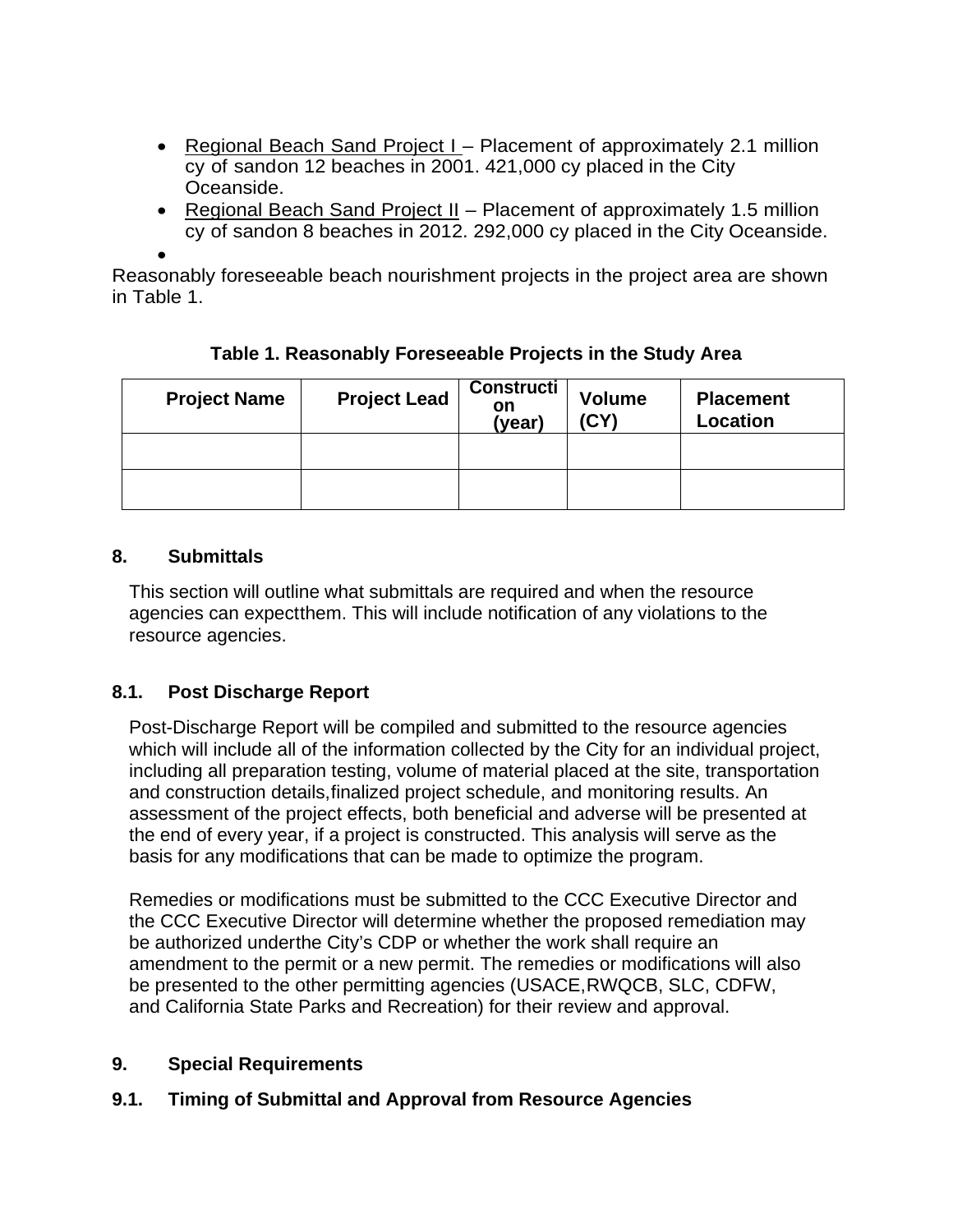- Regional Beach Sand Project I – Placement of approximately 2.1 million cy of sandon 12 beaches in 2001. 421,000 cy placed in the City Oceanside.
- Regional Beach Sand Project II – Placement of approximately 1.5 million cy of sandon 8 beaches in 2012. 292,000 cy placed in the City Oceanside.
- 

Reasonably foreseeable beach nourishment projects in the project area are shown in Table 1.

**Table 1. Reasonably Foreseeable Projects in the Study Area**

| Project Name | Project Lead | Construction (year) | Volume (CY) | Placement Location |
|---|---|---|---|---|
| | | | | |
| | | | | |

## 8. Submittals

This section will outline what submittals are required and when the resource agencies can expectthem. This will include notification of any violations to the resource agencies.

## 8.1. Post Discharge Report

Post-Discharge Report will be compiled and submitted to the resource agencies which will include all of the information collected by the City for an individual project, including all preparation testing, volume of material placed at the site, transportation and construction details,finalized project schedule, and monitoring results. An assessment of the project effects, both beneficial and adverse will be presented at the end of every year, if a project is constructed. This analysis will serve as the basis for any modifications that can be made to optimize the program.

Remedies or modifications must be submitted to the CCC Executive Director and the CCC Executive Director will determine whether the proposed remediation may be authorized underthe City's CDP or whether the work shall require an amendment to the permit or a new permit. The remedies or modifications will also be presented to the other permitting agencies (USACE,RWQCB, SLC, CDFW, and California State Parks and Recreation) for their review and approval.

## 9. Special Requirements

## 9.1. Timing of Submittal and Approval from Resource Agencies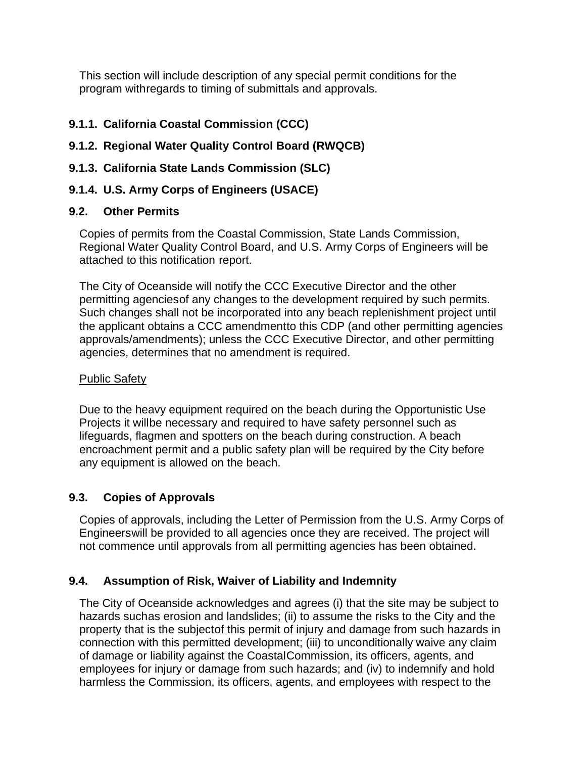This section will include description of any special permit conditions for the program withregards to timing of submittals and approvals.

### 9.1.1. California Coastal Commission (CCC)

### 9.1.2. Regional Water Quality Control Board (RWQCB)

### 9.1.3. California State Lands Commission (SLC)

### 9.1.4. U.S. Army Corps of Engineers (USACE)

## 9.2. Other Permits

Copies of permits from the Coastal Commission, State Lands Commission, Regional Water Quality Control Board, and U.S. Army Corps of Engineers will be attached to this notification report.

The City of Oceanside will notify the CCC Executive Director and the other permitting agenciesof any changes to the development required by such permits. Such changes shall not be incorporated into any beach replenishment project until the applicant obtains a CCC amendmentto this CDP (and other permitting agencies approvals/amendments); unless the CCC Executive Director, and other permitting agencies, determines that no amendment is required.

<u>Public Safety</u>

Due to the heavy equipment required on the beach during the Opportunistic Use Projects it willbe necessary and required to have safety personnel such as lifeguards, flagmen and spotters on the beach during construction. A beach encroachment permit and a public safety plan will be required by the City before any equipment is allowed on the beach.

## 9.3. Copies of Approvals

Copies of approvals, including the Letter of Permission from the U.S. Army Corps of Engineerswill be provided to all agencies once they are received. The project will not commence until approvals from all permitting agencies has been obtained.

## 9.4. Assumption of Risk, Waiver of Liability and Indemnity

The City of Oceanside acknowledges and agrees (i) that the site may be subject to hazards suchas erosion and landslides; (ii) to assume the risks to the City and the property that is the subjectof this permit of injury and damage from such hazards in connection with this permitted development; (iii) to unconditionally waive any claim of damage or liability against the CoastalCommission, its officers, agents, and employees for injury or damage from such hazards; and (iv) to indemnify and hold harmless the Commission, its officers, agents, and employees with respect to the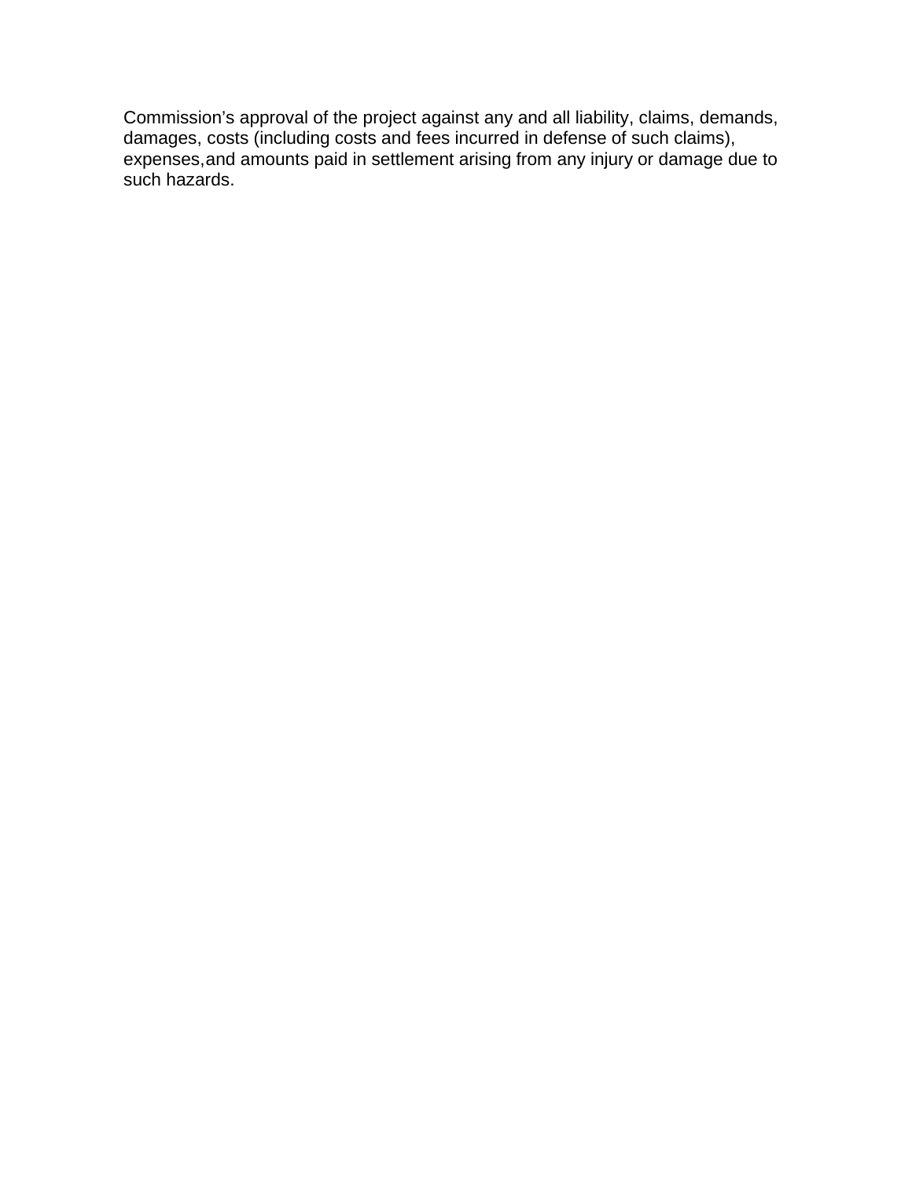Commission's approval of the project against any and all liability, claims, demands, damages, costs (including costs and fees incurred in defense of such claims), expenses, and amounts paid in settlement arising from any injury or damage due to such hazards.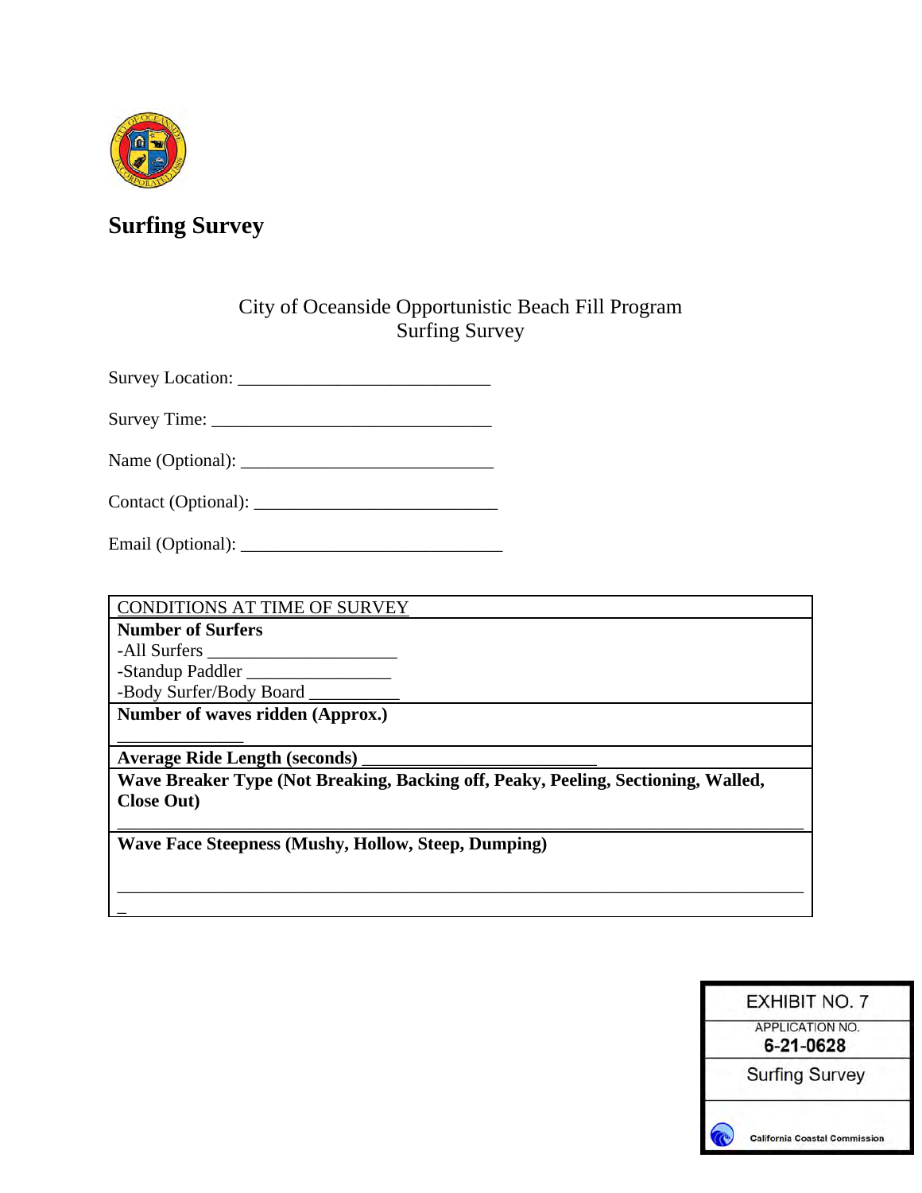# Surfing Survey

City of Oceanside Opportunistic Beach Fill Program
Surfing Survey

Survey Location: ____________________________

Survey Time: _______________________________

Name (Optional): ____________________________

Contact (Optional): ___________________________

Email (Optional): _____________________________

| CONDITIONS AT TIME OF SURVEY |
|---|
| **Number of Surfers**<br>-All Surfers _____________________<br>-Standup Paddler ________________<br>-Body Surfer/Body Board __________ |
| **Number of waves ridden (Approx.)**<br>______________ |
| **Average Ride Length (seconds)** _________________________ |
| **Wave Breaker Type (Not Breaking, Backing off, Peaky, Peeling, Sectioning, Walled, Close Out)**<br>_____________________________________________________________________________ |
| **Wave Face Steepness (Mushy, Hollow, Steep, Dumping)**<br>_____________________________________________________________________________ |

EXHIBIT NO. 7
APPLICATION NO.
6-21-0628
Surfing Survey
California Coastal Commission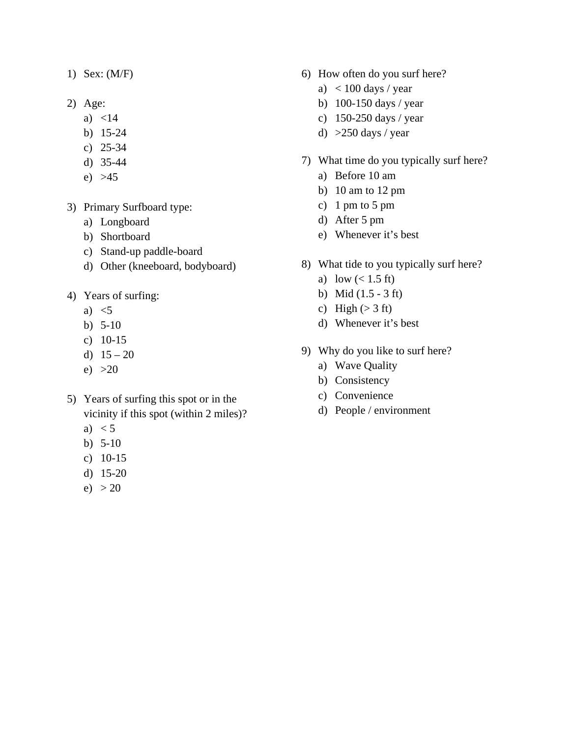1) Sex: (M/F)

2) Age:
   a) <14
   b) 15-24
   c) 25-34
   d) 35-44
   e) >45

3) Primary Surfboard type:
   a) Longboard
   b) Shortboard
   c) Stand-up paddle-board
   d) Other (kneeboard, bodyboard)

4) Years of surfing:
   a) <5
   b) 5-10
   c) 10-15
   d) 15 – 20
   e) >20

5) Years of surfing this spot or in the vicinity if this spot (within 2 miles)?
   a) < 5
   b) 5-10
   c) 10-15
   d) 15-20
   e) > 20

6) How often do you surf here?
   a) < 100 days / year
   b) 100-150 days / year
   c) 150-250 days / year
   d) >250 days / year

7) What time do you typically surf here?
   a) Before 10 am
   b) 10 am to 12 pm
   c) 1 pm to 5 pm
   d) After 5 pm
   e) Whenever it's best

8) What tide to you typically surf here?
   a) low (< 1.5 ft)
   b) Mid (1.5 - 3 ft)
   c) High (> 3 ft)
   d) Whenever it's best

9) Why do you like to surf here?
   a) Wave Quality
   b) Consistency
   c) Convenience
   d) People / environment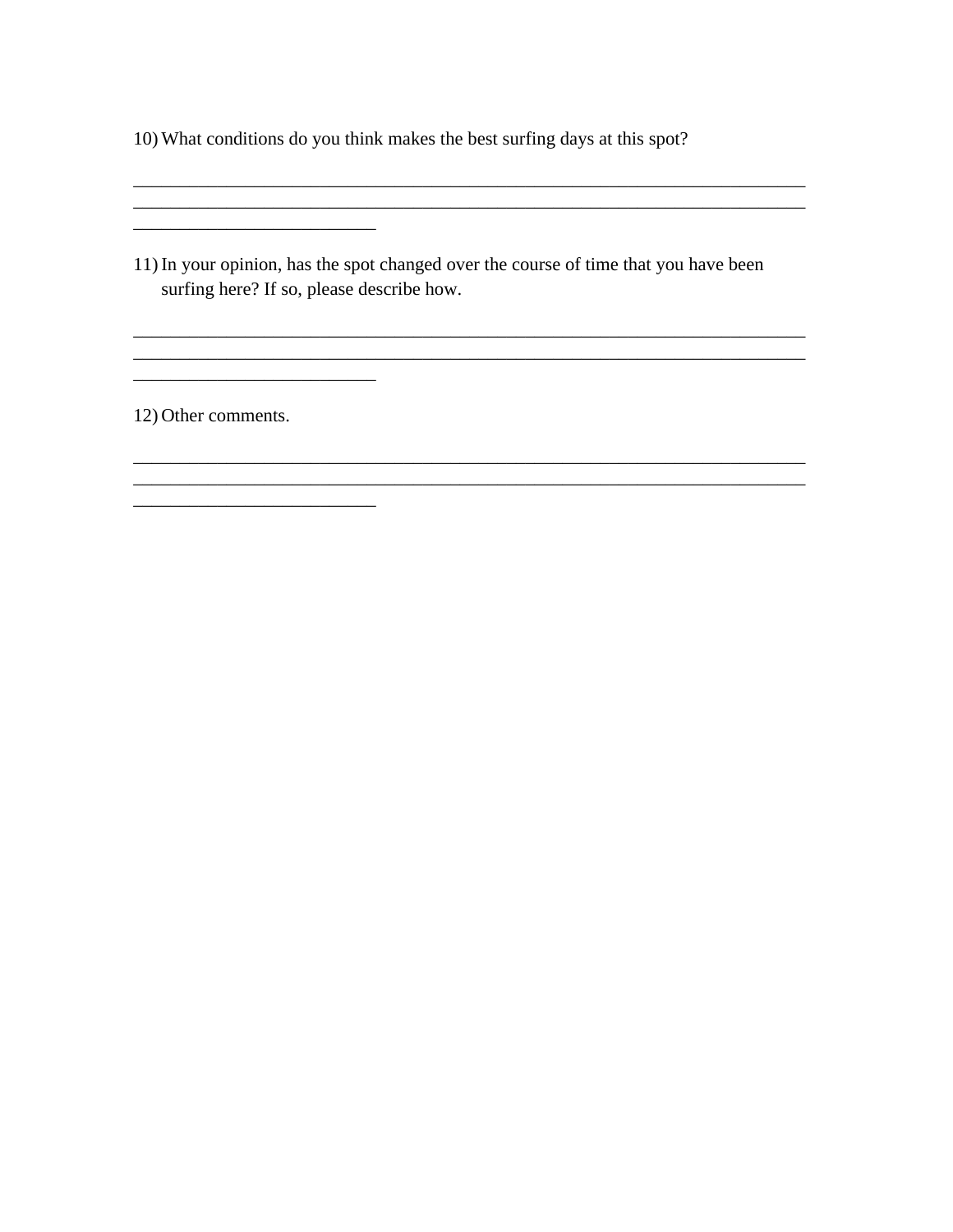10) What conditions do you think makes the best surfing days at this spot?

______________________________________________________________________________
______________________________________________________________________________
____________________________

11) In your opinion, has the spot changed over the course of time that you have been surfing here? If so, please describe how.

______________________________________________________________________________
______________________________________________________________________________
____________________________

12) Other comments.

______________________________________________________________________________
______________________________________________________________________________
____________________________